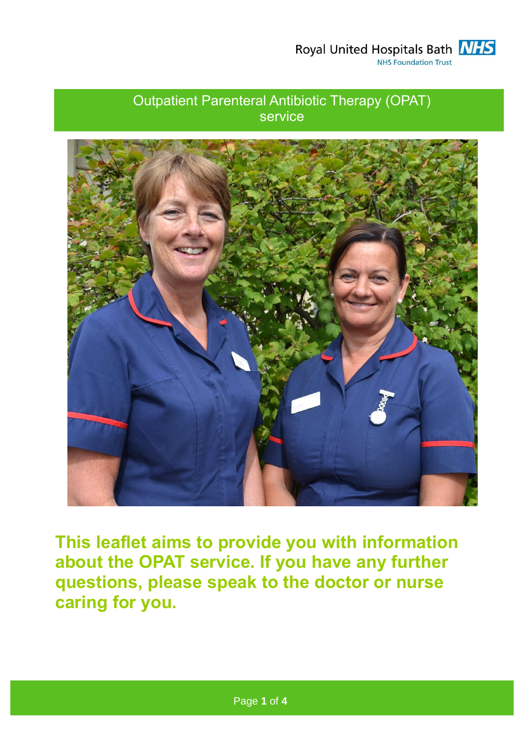Royal United Hospitals Bath NHS Foundation Trust

# Outpatient Parenteral Antibiotic Therapy (OPAT) service

**This leaflet aims to provide you with information about the OPAT service. If you have any further questions, please speak to the doctor or nurse caring for you.**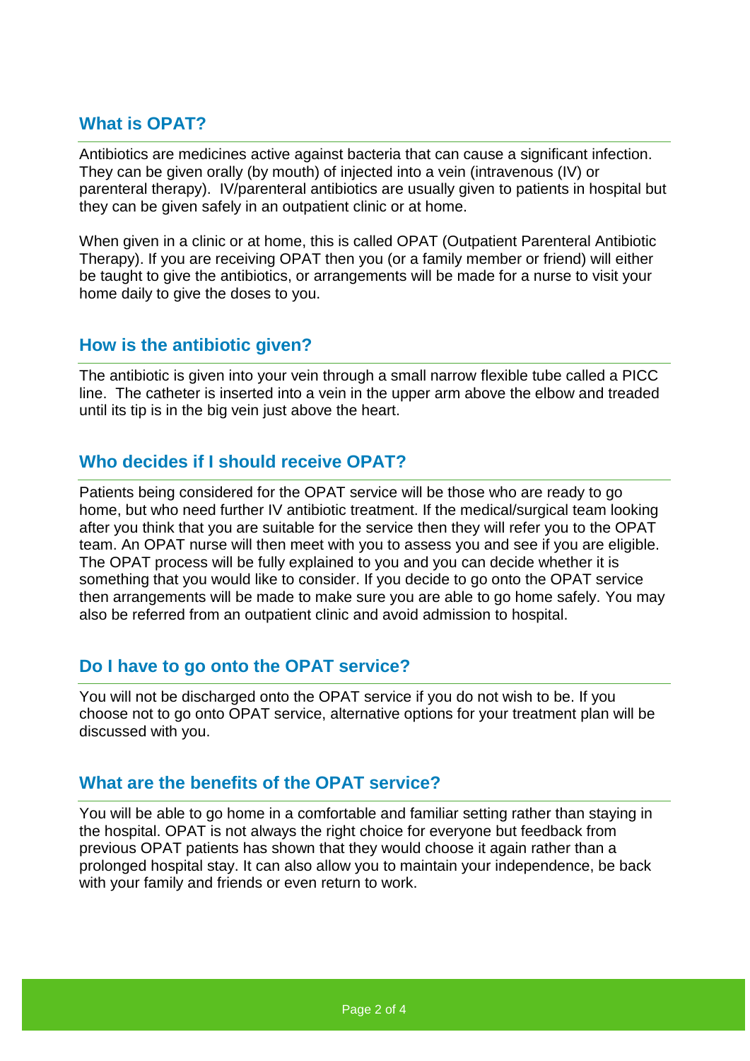## What is OPAT?

Antibiotics are medicines active against bacteria that can cause a significant infection. They can be given orally (by mouth) of injected into a vein (intravenous (IV) or parenteral therapy). IV/parenteral antibiotics are usually given to patients in hospital but they can be given safely in an outpatient clinic or at home.

When given in a clinic or at home, this is called OPAT (Outpatient Parenteral Antibiotic Therapy). If you are receiving OPAT then you (or a family member or friend) will either be taught to give the antibiotics, or arrangements will be made for a nurse to visit your home daily to give the doses to you.

## How is the antibiotic given?

The antibiotic is given into your vein through a small narrow flexible tube called a PICC line. The catheter is inserted into a vein in the upper arm above the elbow and treaded until its tip is in the big vein just above the heart.

## Who decides if I should receive OPAT?

Patients being considered for the OPAT service will be those who are ready to go home, but who need further IV antibiotic treatment. If the medical/surgical team looking after you think that you are suitable for the service then they will refer you to the OPAT team. An OPAT nurse will then meet with you to assess you and see if you are eligible. The OPAT process will be fully explained to you and you can decide whether it is something that you would like to consider. If you decide to go onto the OPAT service then arrangements will be made to make sure you are able to go home safely. You may also be referred from an outpatient clinic and avoid admission to hospital.

## Do I have to go onto the OPAT service?

You will not be discharged onto the OPAT service if you do not wish to be. If you choose not to go onto OPAT service, alternative options for your treatment plan will be discussed with you.

## What are the benefits of the OPAT service?

You will be able to go home in a comfortable and familiar setting rather than staying in the hospital. OPAT is not always the right choice for everyone but feedback from previous OPAT patients has shown that they would choose it again rather than a prolonged hospital stay. It can also allow you to maintain your independence, be back with your family and friends or even return to work.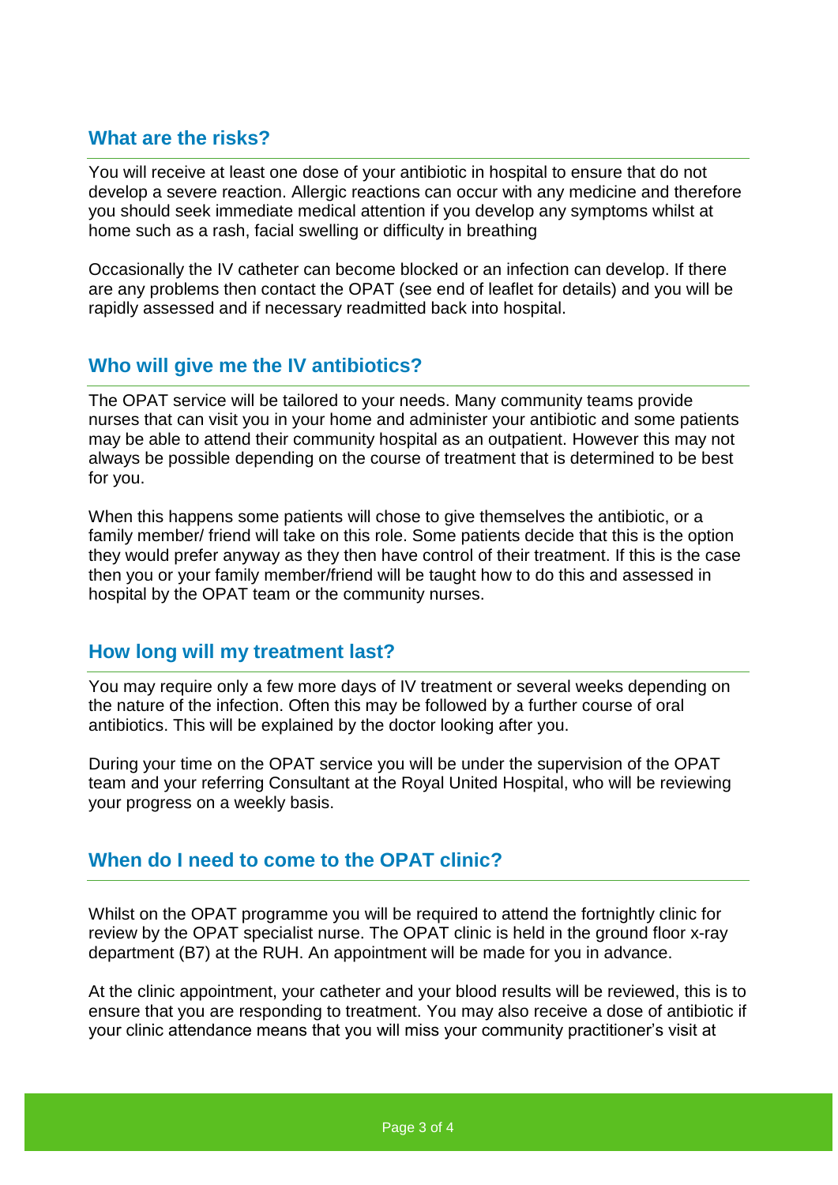## What are the risks?

You will receive at least one dose of your antibiotic in hospital to ensure that do not develop a severe reaction. Allergic reactions can occur with any medicine and therefore you should seek immediate medical attention if you develop any symptoms whilst at home such as a rash, facial swelling or difficulty in breathing

Occasionally the IV catheter can become blocked or an infection can develop. If there are any problems then contact the OPAT (see end of leaflet for details) and you will be rapidly assessed and if necessary readmitted back into hospital.

## Who will give me the IV antibiotics?

The OPAT service will be tailored to your needs. Many community teams provide nurses that can visit you in your home and administer your antibiotic and some patients may be able to attend their community hospital as an outpatient. However this may not always be possible depending on the course of treatment that is determined to be best for you.

When this happens some patients will chose to give themselves the antibiotic, or a family member/ friend will take on this role. Some patients decide that this is the option they would prefer anyway as they then have control of their treatment. If this is the case then you or your family member/friend will be taught how to do this and assessed in hospital by the OPAT team or the community nurses.

## How long will my treatment last?

You may require only a few more days of IV treatment or several weeks depending on the nature of the infection. Often this may be followed by a further course of oral antibiotics. This will be explained by the doctor looking after you.

During your time on the OPAT service you will be under the supervision of the OPAT team and your referring Consultant at the Royal United Hospital, who will be reviewing your progress on a weekly basis.

## When do I need to come to the OPAT clinic?

Whilst on the OPAT programme you will be required to attend the fortnightly clinic for review by the OPAT specialist nurse. The OPAT clinic is held in the ground floor x-ray department (B7) at the RUH. An appointment will be made for you in advance.

At the clinic appointment, your catheter and your blood results will be reviewed, this is to ensure that you are responding to treatment. You may also receive a dose of antibiotic if your clinic attendance means that you will miss your community practitioner's visit at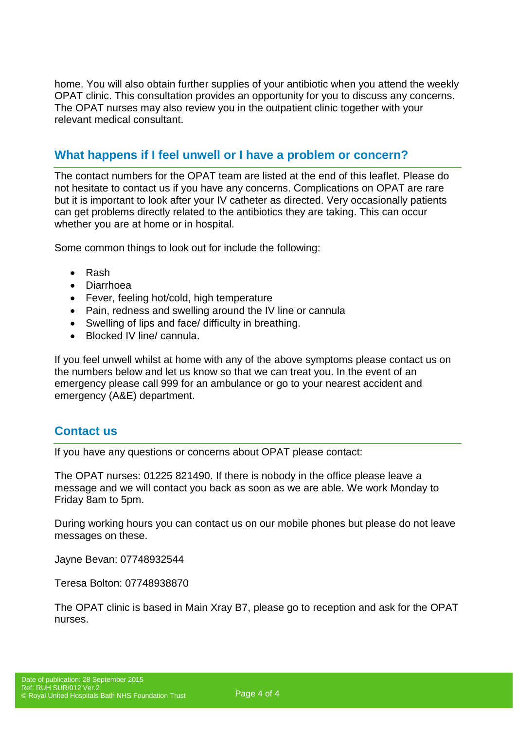home. You will also obtain further supplies of your antibiotic when you attend the weekly OPAT clinic. This consultation provides an opportunity for you to discuss any concerns. The OPAT nurses may also review you in the outpatient clinic together with your relevant medical consultant.

## What happens if I feel unwell or I have a problem or concern?

The contact numbers for the OPAT team are listed at the end of this leaflet. Please do not hesitate to contact us if you have any concerns. Complications on OPAT are rare but it is important to look after your IV catheter as directed. Very occasionally patients can get problems directly related to the antibiotics they are taking. This can occur whether you are at home or in hospital.

Some common things to look out for include the following:

- Rash
- Diarrhoea
- Fever, feeling hot/cold, high temperature
- Pain, redness and swelling around the IV line or cannula
- Swelling of lips and face/ difficulty in breathing.
- Blocked IV line/ cannula.

If you feel unwell whilst at home with any of the above symptoms please contact us on the numbers below and let us know so that we can treat you. In the event of an emergency please call 999 for an ambulance or go to your nearest accident and emergency (A&E) department.

## Contact us

If you have any questions or concerns about OPAT please contact:

The OPAT nurses: 01225 821490. If there is nobody in the office please leave a message and we will contact you back as soon as we are able. We work Monday to Friday 8am to 5pm.

During working hours you can contact us on our mobile phones but please do not leave messages on these.

Jayne Bevan: 07748932544

Teresa Bolton: 07748938870

The OPAT clinic is based in Main Xray B7, please go to reception and ask for the OPAT nurses.

Date of publication: 28 September 2015
Ref: RUH SUR/012 Ver.2
© Royal United Hospitals Bath NHS Foundation Trust